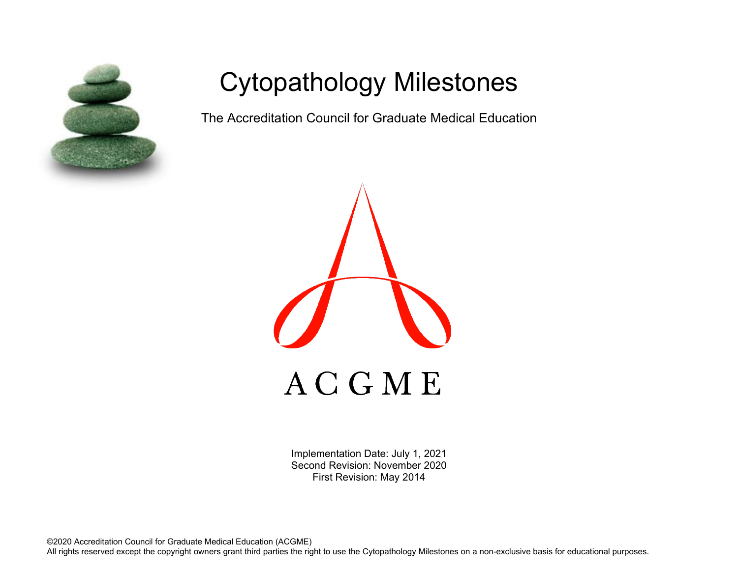# Cytopathology Milestones

The Accreditation Council for Graduate Medical Education

ACGME

Implementation Date: July 1, 2021
Second Revision: November 2020
First Revision: May 2014

©2020 Accreditation Council for Graduate Medical Education (ACGME)
All rights reserved except the copyright owners grant third parties the right to use the Cytopathology Milestones on a non-exclusive basis for educational purposes.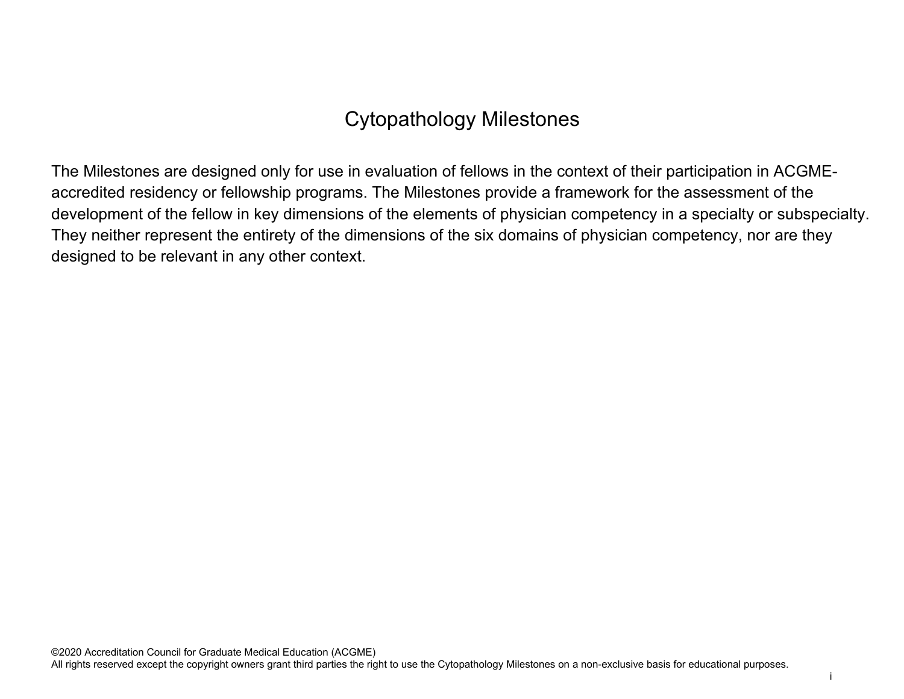# Cytopathology Milestones

The Milestones are designed only for use in evaluation of fellows in the context of their participation in ACGME-accredited residency or fellowship programs. The Milestones provide a framework for the assessment of the development of the fellow in key dimensions of the elements of physician competency in a specialty or subspecialty. They neither represent the entirety of the dimensions of the six domains of physician competency, nor are they designed to be relevant in any other context.

©2020 Accreditation Council for Graduate Medical Education (ACGME)
All rights reserved except the copyright owners grant third parties the right to use the Cytopathology Milestones on a non-exclusive basis for educational purposes.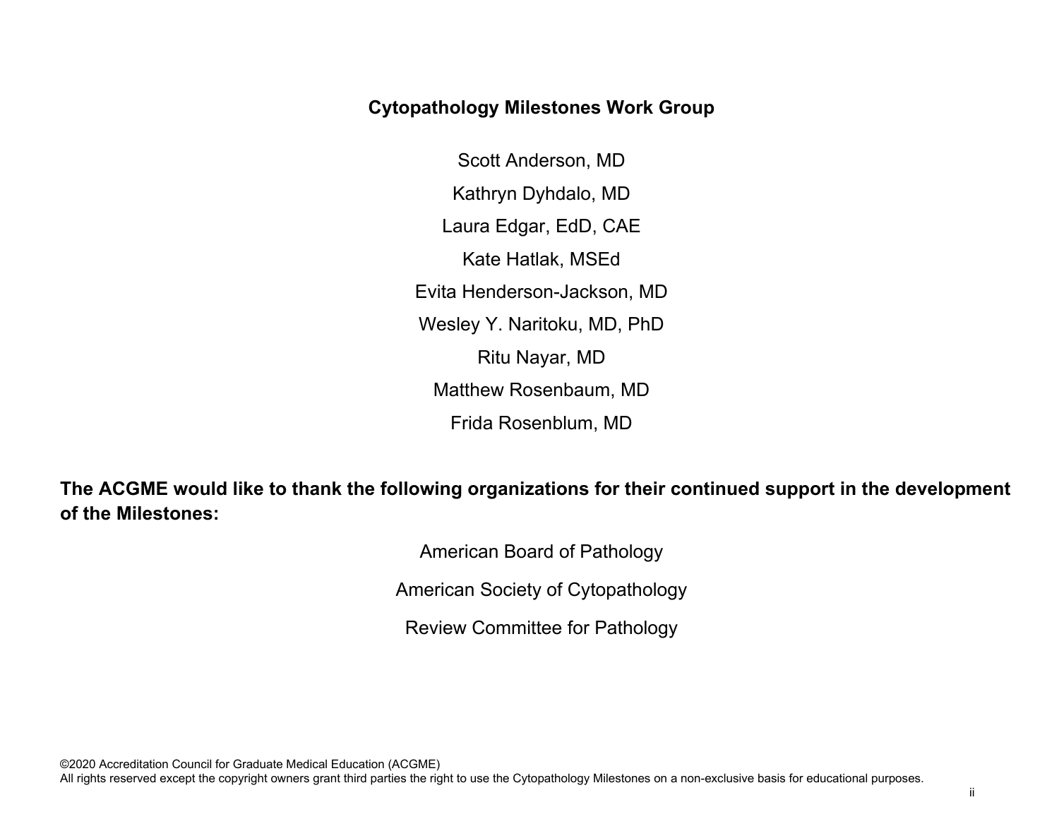## Cytopathology Milestones Work Group

Scott Anderson, MD

Kathryn Dyhdalo, MD

Laura Edgar, EdD, CAE

Kate Hatlak, MSEd

Evita Henderson-Jackson, MD

Wesley Y. Naritoku, MD, PhD

Ritu Nayar, MD

Matthew Rosenbaum, MD

Frida Rosenblum, MD

**The ACGME would like to thank the following organizations for their continued support in the development of the Milestones:**

American Board of Pathology

American Society of Cytopathology

Review Committee for Pathology

©2020 Accreditation Council for Graduate Medical Education (ACGME)
All rights reserved except the copyright owners grant third parties the right to use the Cytopathology Milestones on a non-exclusive basis for educational purposes.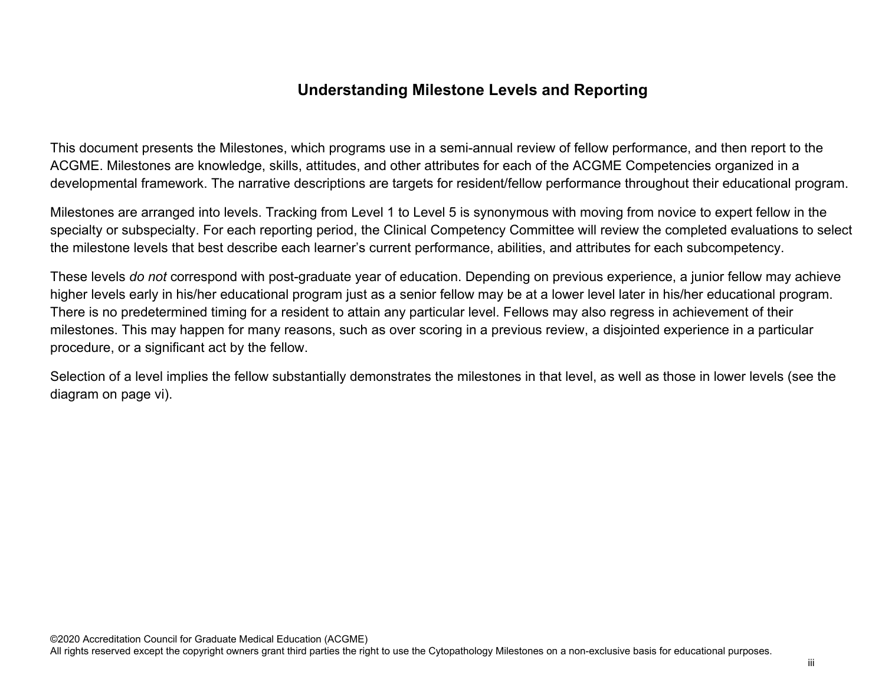# Understanding Milestone Levels and Reporting

This document presents the Milestones, which programs use in a semi-annual review of fellow performance, and then report to the ACGME. Milestones are knowledge, skills, attitudes, and other attributes for each of the ACGME Competencies organized in a developmental framework. The narrative descriptions are targets for resident/fellow performance throughout their educational program.

Milestones are arranged into levels. Tracking from Level 1 to Level 5 is synonymous with moving from novice to expert fellow in the specialty or subspecialty. For each reporting period, the Clinical Competency Committee will review the completed evaluations to select the milestone levels that best describe each learner's current performance, abilities, and attributes for each subcompetency.

These levels *do not* correspond with post-graduate year of education. Depending on previous experience, a junior fellow may achieve higher levels early in his/her educational program just as a senior fellow may be at a lower level later in his/her educational program. There is no predetermined timing for a resident to attain any particular level. Fellows may also regress in achievement of their milestones. This may happen for many reasons, such as over scoring in a previous review, a disjointed experience in a particular procedure, or a significant act by the fellow.

Selection of a level implies the fellow substantially demonstrates the milestones in that level, as well as those in lower levels (see the diagram on page vi).

©2020 Accreditation Council for Graduate Medical Education (ACGME)
All rights reserved except the copyright owners grant third parties the right to use the Cytopathology Milestones on a non-exclusive basis for educational purposes.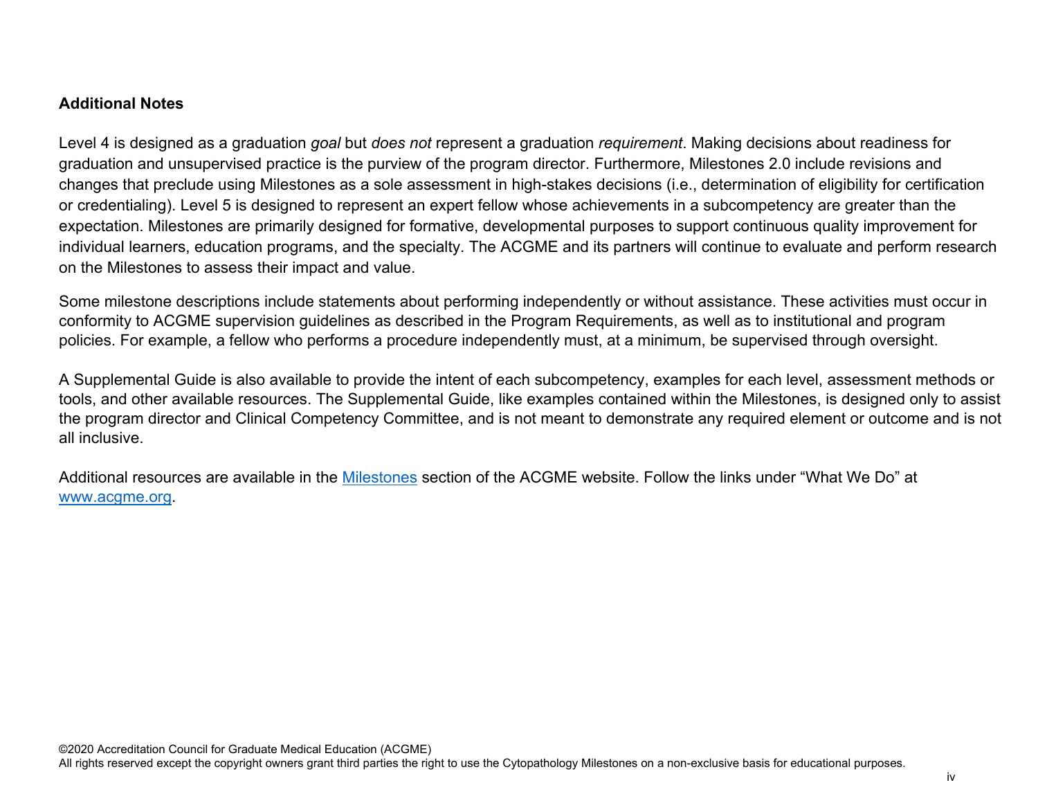**Additional Notes**

Level 4 is designed as a graduation *goal* but *does not* represent a graduation *requirement*. Making decisions about readiness for graduation and unsupervised practice is the purview of the program director. Furthermore, Milestones 2.0 include revisions and changes that preclude using Milestones as a sole assessment in high-stakes decisions (i.e., determination of eligibility for certification or credentialing). Level 5 is designed to represent an expert fellow whose achievements in a subcompetency are greater than the expectation. Milestones are primarily designed for formative, developmental purposes to support continuous quality improvement for individual learners, education programs, and the specialty. The ACGME and its partners will continue to evaluate and perform research on the Milestones to assess their impact and value.

Some milestone descriptions include statements about performing independently or without assistance. These activities must occur in conformity to ACGME supervision guidelines as described in the Program Requirements, as well as to institutional and program policies. For example, a fellow who performs a procedure independently must, at a minimum, be supervised through oversight.

A Supplemental Guide is also available to provide the intent of each subcompetency, examples for each level, assessment methods or tools, and other available resources. The Supplemental Guide, like examples contained within the Milestones, is designed only to assist the program director and Clinical Competency Committee, and is not meant to demonstrate any required element or outcome and is not all inclusive.

Additional resources are available in the [Milestones](https://www.acgme.org) section of the ACGME website. Follow the links under "What We Do" at [www.acgme.org](https://www.acgme.org).

©2020 Accreditation Council for Graduate Medical Education (ACGME)
All rights reserved except the copyright owners grant third parties the right to use the Cytopathology Milestones on a non-exclusive basis for educational purposes.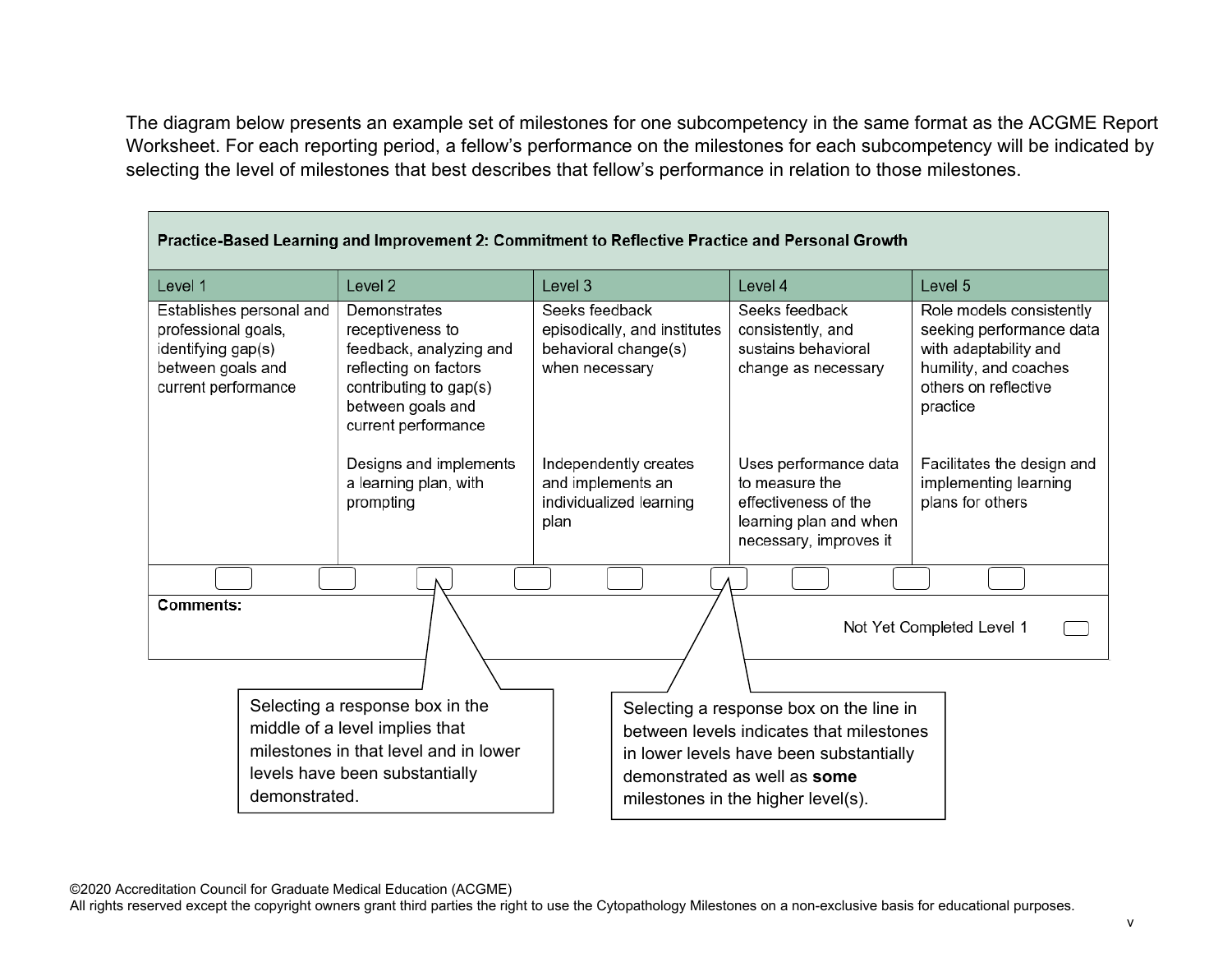The diagram below presents an example set of milestones for one subcompetency in the same format as the ACGME Report Worksheet. For each reporting period, a fellow's performance on the milestones for each subcompetency will be indicated by selecting the level of milestones that best describes that fellow's performance in relation to those milestones.

| **Practice-Based Learning and Improvement 2: Commitment to Reflective Practice and Personal Growth** | | | | |
|---|---|---|---|---|
| Level 1 | Level 2 | Level 3 | Level 4 | Level 5 |
| Establishes personal and professional goals, identifying gap(s) between goals and current performance | Demonstrates receptiveness to feedback, analyzing and reflecting on factors contributing to gap(s) between goals and current performance | Seeks feedback episodically, and institutes behavioral change(s) when necessary | Seeks feedback consistently, and sustains behavioral change as necessary | Role models consistently seeking performance data with adaptability and humility, and coaches others on reflective practice |
| | Designs and implements a learning plan, with prompting | Independently creates and implements an individualized learning plan | Uses performance data to measure the effectiveness of the learning plan and when necessary, improves it | Facilitates the design and implementing learning plans for others |

**Comments:**

Not Yet Completed Level 1

Selecting a response box in the middle of a level implies that milestones in that level and in lower levels have been substantially demonstrated.

Selecting a response box on the line in between levels indicates that milestones in lower levels have been substantially demonstrated as well as **some** milestones in the higher level(s).

©2020 Accreditation Council for Graduate Medical Education (ACGME)
All rights reserved except the copyright owners grant third parties the right to use the Cytopathology Milestones on a non-exclusive basis for educational purposes.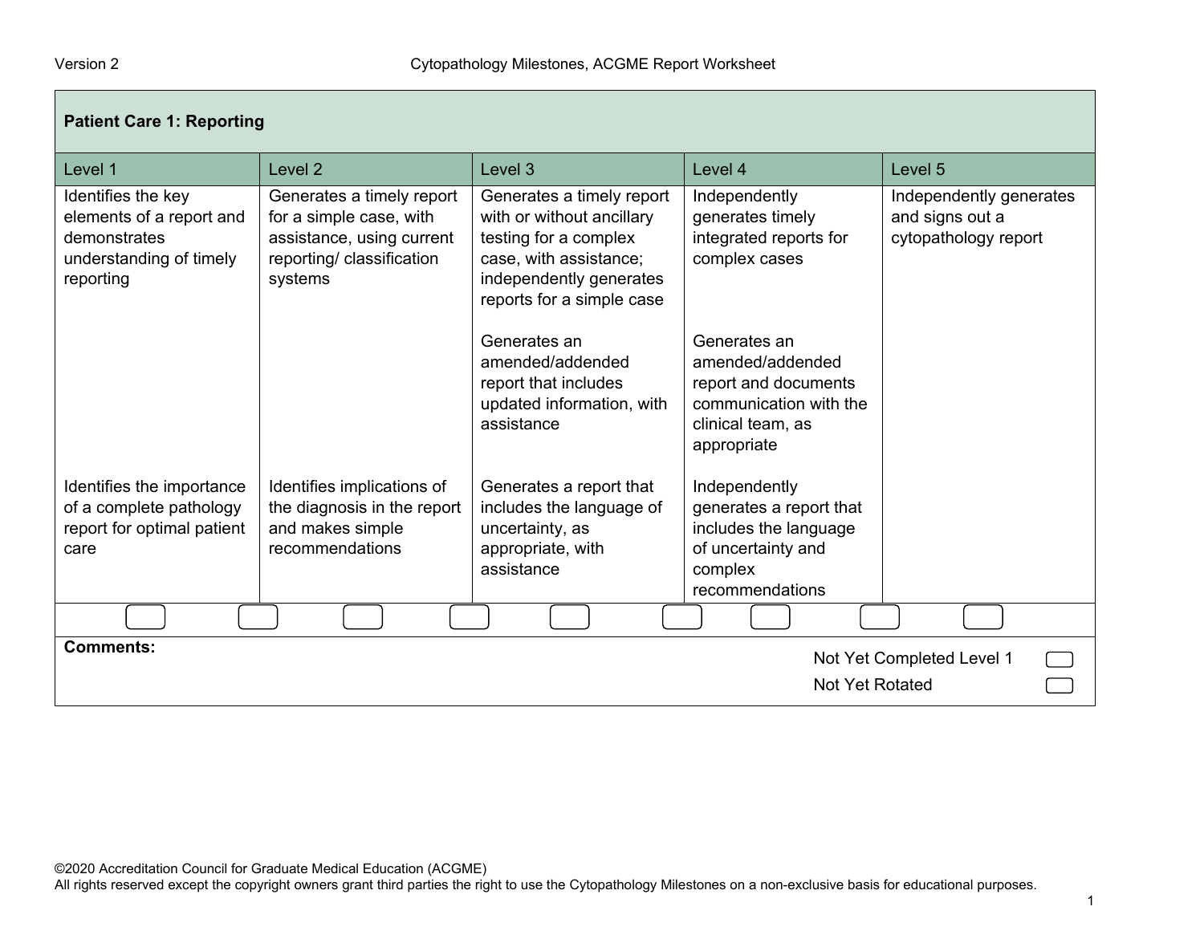| Patient Care 1: Reporting | | | | |
|---|---|---|---|---|
| Level 1 | Level 2 | Level 3 | Level 4 | Level 5 |
| Identifies the key elements of a report and demonstrates understanding of timely reporting | Generates a timely report for a simple case, with assistance, using current reporting/ classification systems | Generates a timely report with or without ancillary testing for a complex case, with assistance; independently generates reports for a simple case | Independently generates timely integrated reports for complex cases | Independently generates and signs out a cytopathology report |
| | | Generates an amended/addended report that includes updated information, with assistance | Generates an amended/addended report and documents communication with the clinical team, as appropriate | |
| Identifies the importance of a complete pathology report for optimal patient care | Identifies implications of the diagnosis in the report and makes simple recommendations | Generates a report that includes the language of uncertainty, as appropriate, with assistance | Independently generates a report that includes the language of uncertainty and complex recommendations | |

**Comments:**

Not Yet Completed Level 1

Not Yet Rotated

©2020 Accreditation Council for Graduate Medical Education (ACGME)
All rights reserved except the copyright owners grant third parties the right to use the Cytopathology Milestones on a non-exclusive basis for educational purposes.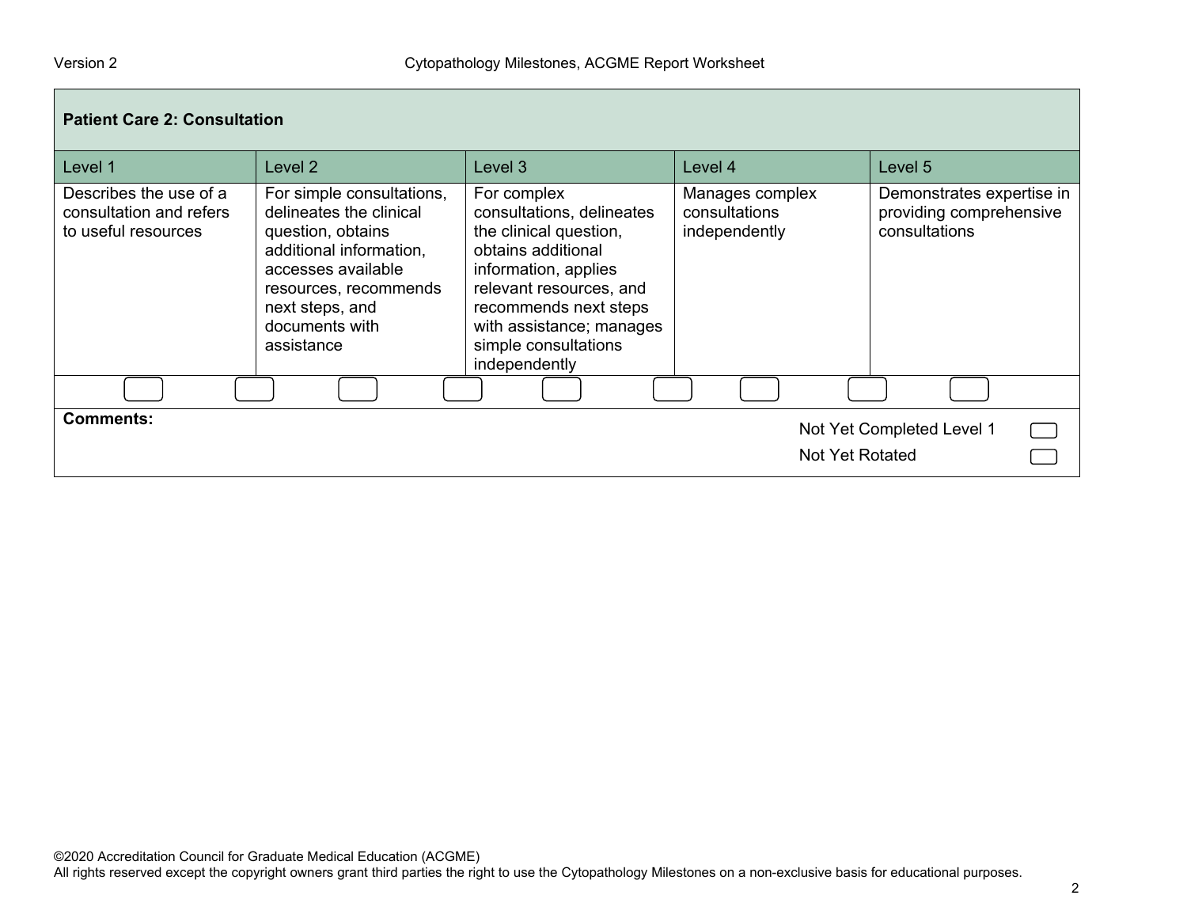| Patient Care 2: Consultation | | | | |
|---|---|---|---|---|
| Level 1 | Level 2 | Level 3 | Level 4 | Level 5 |
| Describes the use of a consultation and refers to useful resources | For simple consultations, delineates the clinical question, obtains additional information, accesses available resources, recommends next steps, and documents with assistance | For complex consultations, delineates the clinical question, obtains additional information, applies relevant resources, and recommends next steps with assistance; manages simple consultations independently | Manages complex consultations independently | Demonstrates expertise in providing comprehensive consultations |

**Comments:**

Not Yet Completed Level 1

Not Yet Rotated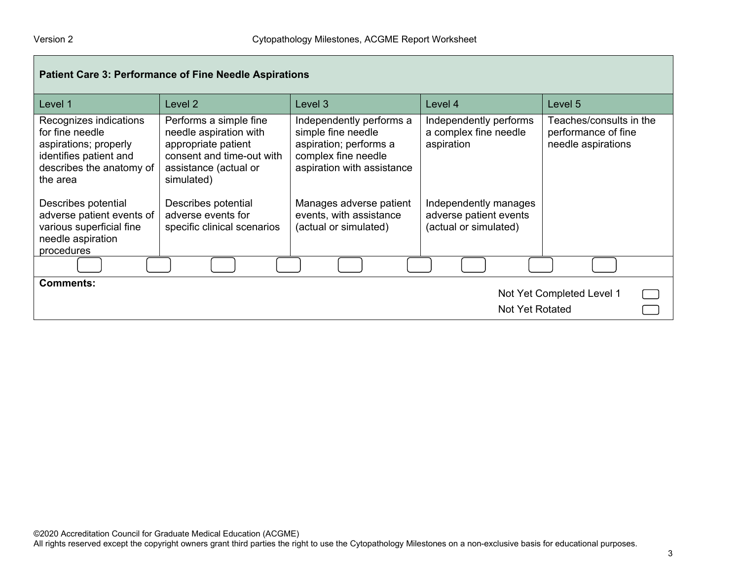| Patient Care 3: Performance of Fine Needle Aspirations | | | | |
|---|---|---|---|---|
| Level 1 | Level 2 | Level 3 | Level 4 | Level 5 |
| Recognizes indications for fine needle aspirations; properly identifies patient and describes the anatomy of the area | Performs a simple fine needle aspiration with appropriate patient consent and time-out with assistance (actual or simulated) | Independently performs a simple fine needle aspiration; performs a complex fine needle aspiration with assistance | Independently performs a complex fine needle aspiration | Teaches/consults in the performance of fine needle aspirations |
| Describes potential adverse patient events of various superficial fine needle aspiration procedures | Describes potential adverse events for specific clinical scenarios | Manages adverse patient events, with assistance (actual or simulated) | Independently manages adverse patient events (actual or simulated) | |

**Comments:**

Not Yet Completed Level 1

Not Yet Rotated

©2020 Accreditation Council for Graduate Medical Education (ACGME)
All rights reserved except the copyright owners grant third parties the right to use the Cytopathology Milestones on a non-exclusive basis for educational purposes.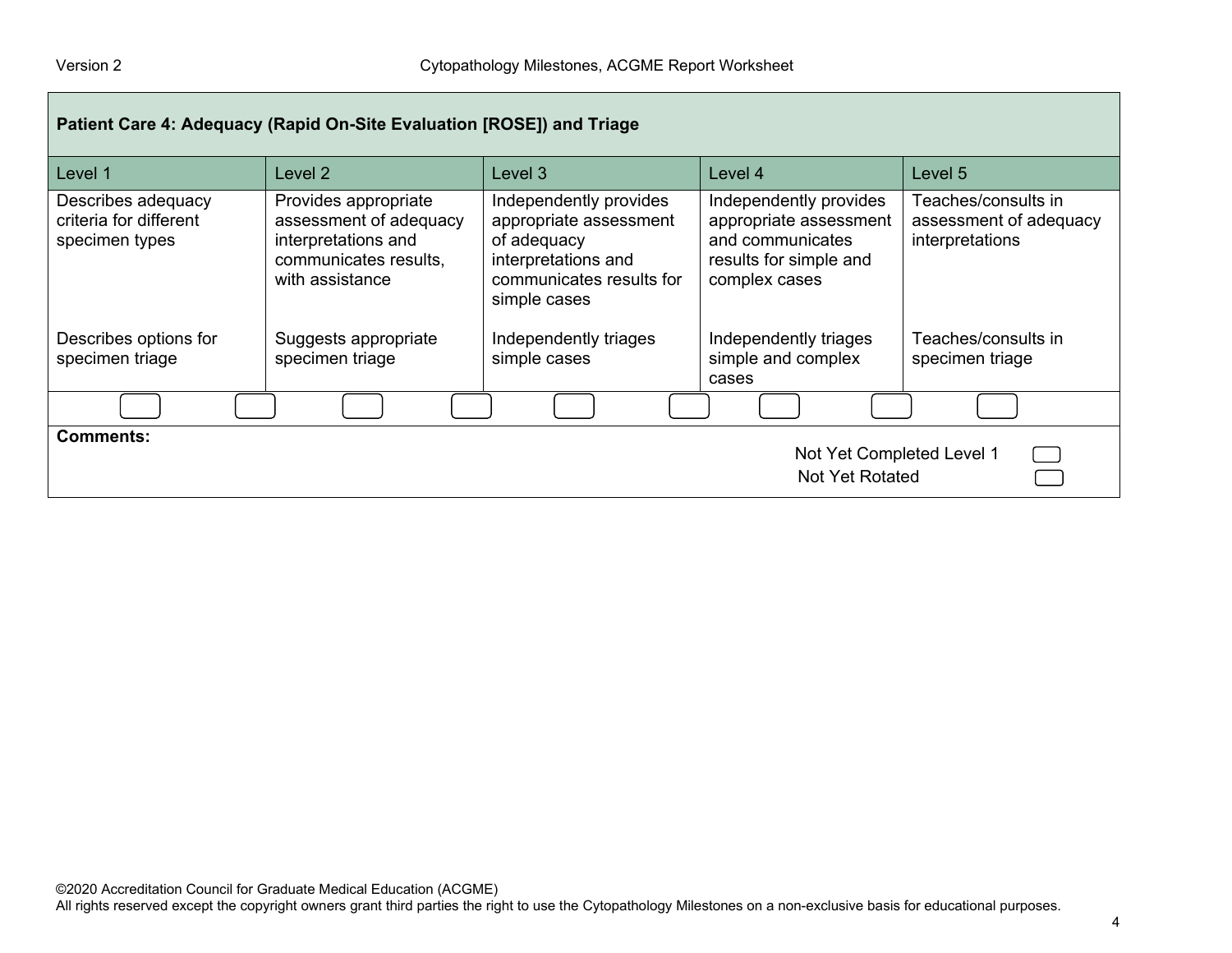| Patient Care 4: Adequacy (Rapid On-Site Evaluation [ROSE]) and Triage | | | | |
|---|---|---|---|---|
| Level 1 | Level 2 | Level 3 | Level 4 | Level 5 |
| Describes adequacy criteria for different specimen types | Provides appropriate assessment of adequacy interpretations and communicates results, with assistance | Independently provides appropriate assessment of adequacy interpretations and communicates results for simple cases | Independently provides appropriate assessment and communicates results for simple and complex cases | Teaches/consults in assessment of adequacy interpretations |
| Describes options for specimen triage | Suggests appropriate specimen triage | Independently triages simple cases | Independently triages simple and complex cases | Teaches/consults in specimen triage |

**Comments:**

Not Yet Completed Level 1

Not Yet Rotated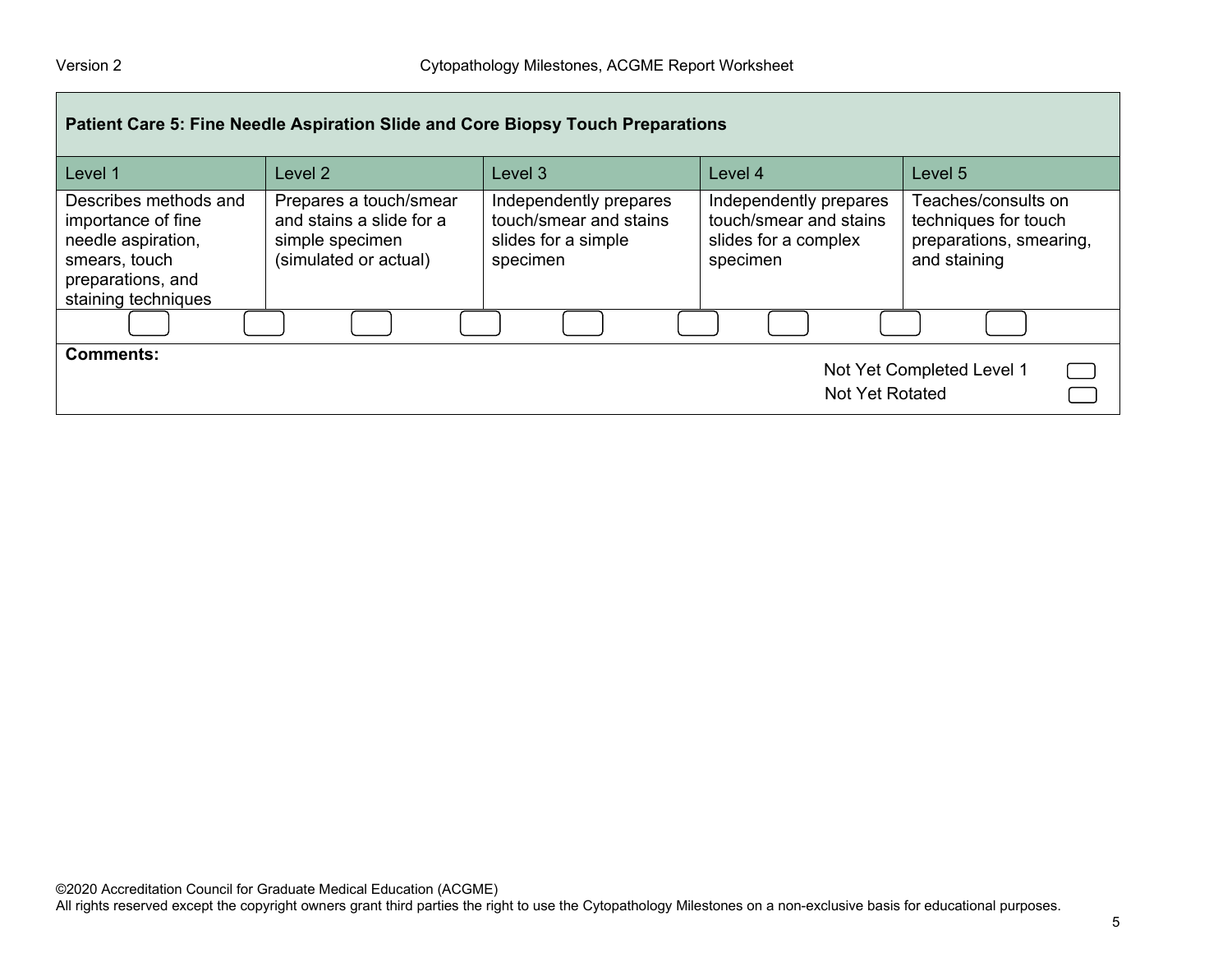| Patient Care 5: Fine Needle Aspiration Slide and Core Biopsy Touch Preparations | | | | |
|---|---|---|---|---|
| Level 1 | Level 2 | Level 3 | Level 4 | Level 5 |
| Describes methods and importance of fine needle aspiration, smears, touch preparations, and staining techniques | Prepares a touch/smear and stains a slide for a simple specimen (simulated or actual) | Independently prepares touch/smear and stains slides for a simple specimen | Independently prepares touch/smear and stains slides for a complex specimen | Teaches/consults on techniques for touch preparations, smearing, and staining |

**Comments:**

Not Yet Completed Level 1

Not Yet Rotated

©2020 Accreditation Council for Graduate Medical Education (ACGME)
All rights reserved except the copyright owners grant third parties the right to use the Cytopathology Milestones on a non-exclusive basis for educational purposes.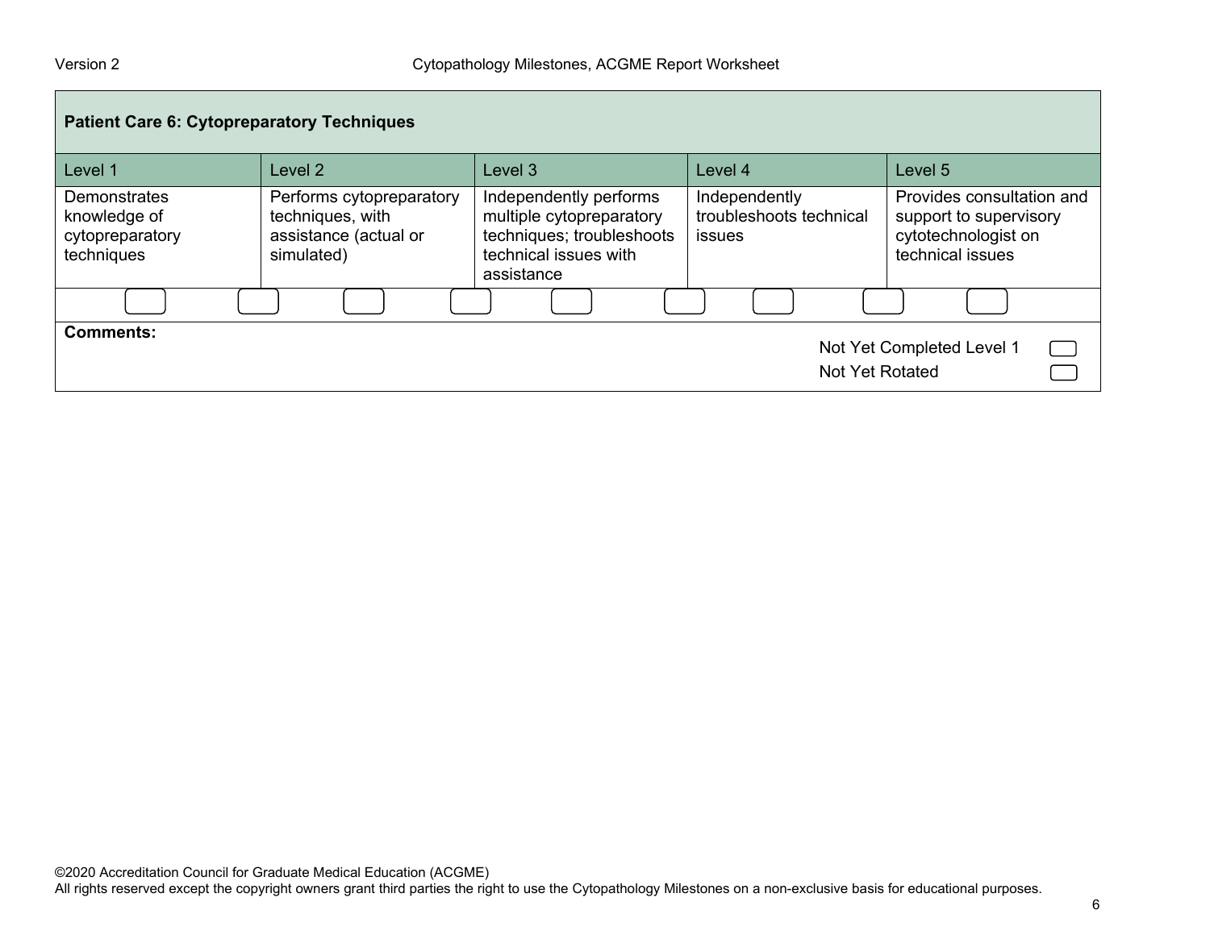| Patient Care 6: Cytopreparatory Techniques | | | | |
|---|---|---|---|---|
| Level 1 | Level 2 | Level 3 | Level 4 | Level 5 |
| Demonstrates knowledge of cytopreparatory techniques | Performs cytopreparatory techniques, with assistance (actual or simulated) | Independently performs multiple cytopreparatory techniques; troubleshoots technical issues with assistance | Independently troubleshoots technical issues | Provides consultation and support to supervisory cytotechnologist on technical issues |

**Comments:**

Not Yet Completed Level 1

Not Yet Rotated

©2020 Accreditation Council for Graduate Medical Education (ACGME)
All rights reserved except the copyright owners grant third parties the right to use the Cytopathology Milestones on a non-exclusive basis for educational purposes.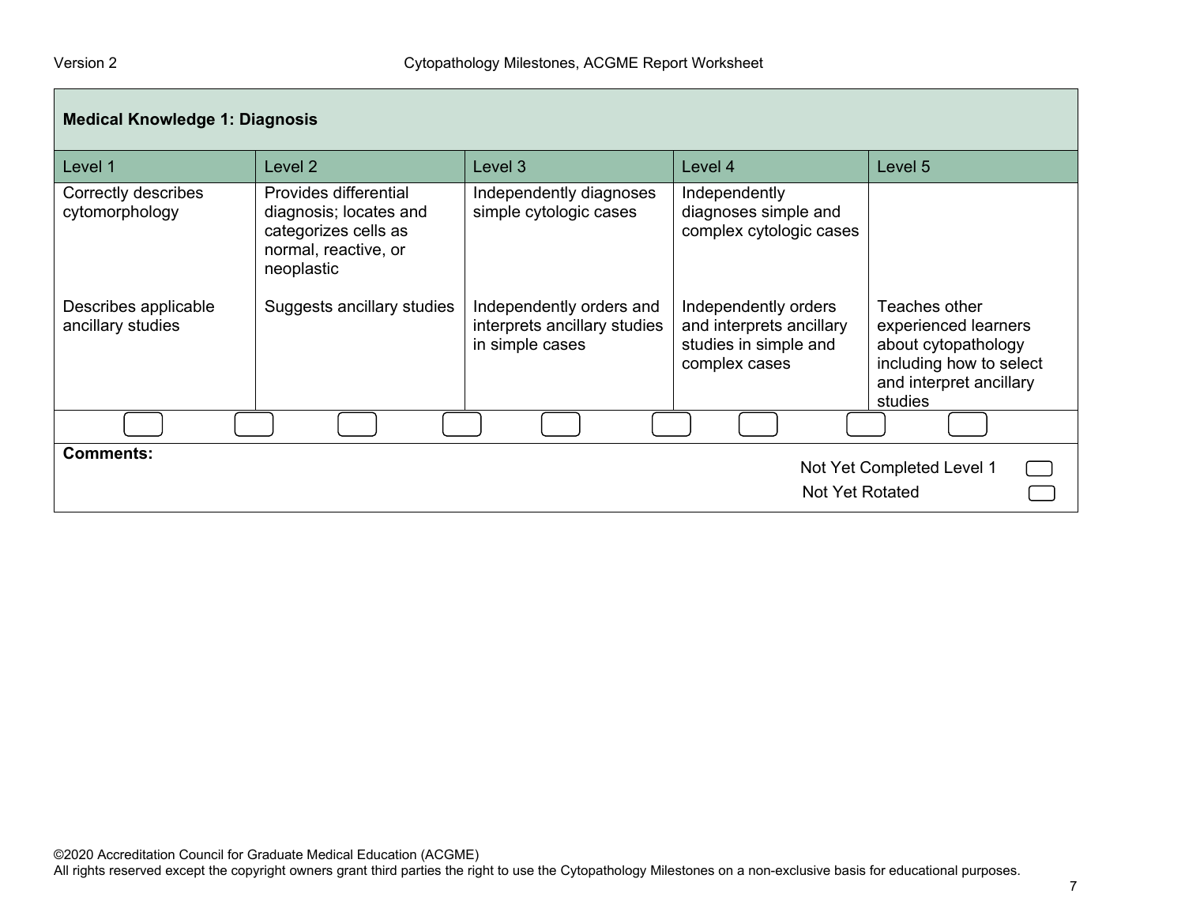| Medical Knowledge 1: Diagnosis | | | | |
|---|---|---|---|---|
| Level 1 | Level 2 | Level 3 | Level 4 | Level 5 |
| Correctly describes cytomorphology | Provides differential diagnosis; locates and categorizes cells as normal, reactive, or neoplastic | Independently diagnoses simple cytologic cases | Independently diagnoses simple and complex cytologic cases | |
| Describes applicable ancillary studies | Suggests ancillary studies | Independently orders and interprets ancillary studies in simple cases | Independently orders and interprets ancillary studies in simple and complex cases | Teaches other experienced learners about cytopathology including how to select and interpret ancillary studies |

**Comments:**

Not Yet Completed Level 1

Not Yet Rotated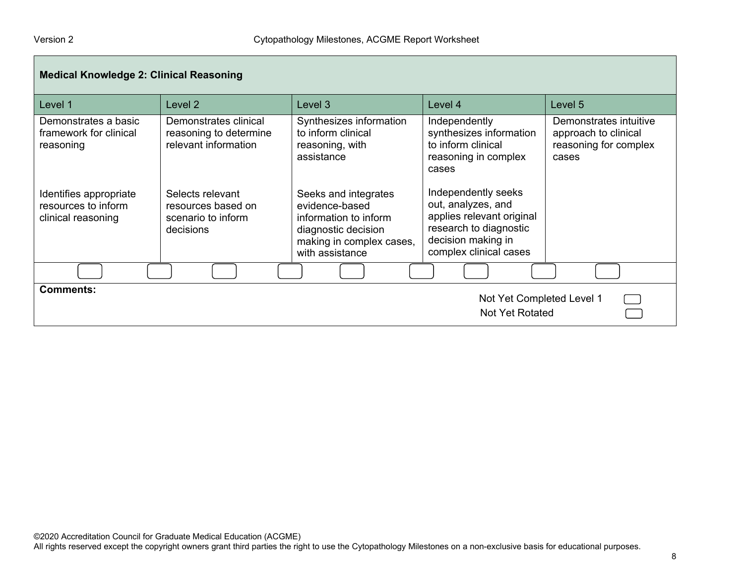| Medical Knowledge 2: Clinical Reasoning | | | | |
|---|---|---|---|---|
| Level 1 | Level 2 | Level 3 | Level 4 | Level 5 |
| Demonstrates a basic framework for clinical reasoning | Demonstrates clinical reasoning to determine relevant information | Synthesizes information to inform clinical reasoning, with assistance | Independently synthesizes information to inform clinical reasoning in complex cases | Demonstrates intuitive approach to clinical reasoning for complex cases |
| Identifies appropriate resources to inform clinical reasoning | Selects relevant resources based on scenario to inform decisions | Seeks and integrates evidence-based information to inform diagnostic decision making in complex cases, with assistance | Independently seeks out, analyzes, and applies relevant original research to diagnostic decision making in complex clinical cases | |

**Comments:**

Not Yet Completed Level 1

Not Yet Rotated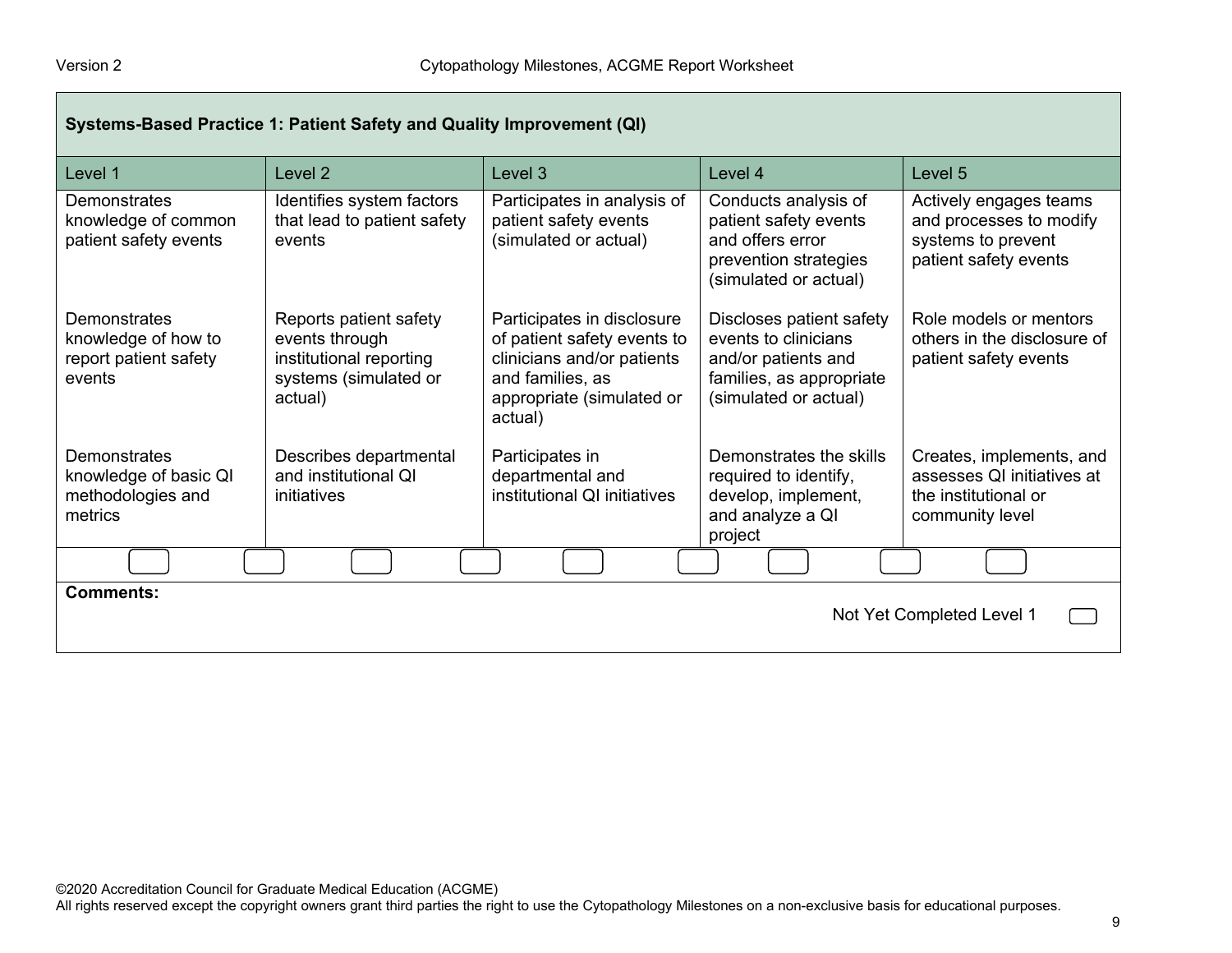## Systems-Based Practice 1: Patient Safety and Quality Improvement (QI)

| Level 1 | Level 2 | Level 3 | Level 4 | Level 5 |
|---|---|---|---|---|
| Demonstrates knowledge of common patient safety events | Identifies system factors that lead to patient safety events | Participates in analysis of patient safety events (simulated or actual) | Conducts analysis of patient safety events and offers error prevention strategies (simulated or actual) | Actively engages teams and processes to modify systems to prevent patient safety events |
| Demonstrates knowledge of how to report patient safety events | Reports patient safety events through institutional reporting systems (simulated or actual) | Participates in disclosure of patient safety events to clinicians and/or patients and families, as appropriate (simulated or actual) | Discloses patient safety events to clinicians and/or patients and families, as appropriate (simulated or actual) | Role models or mentors others in the disclosure of patient safety events |
| Demonstrates knowledge of basic QI methodologies and metrics | Describes departmental and institutional QI initiatives | Participates in departmental and institutional QI initiatives | Demonstrates the skills required to identify, develop, implement, and analyze a QI project | Creates, implements, and assesses QI initiatives at the institutional or community level |

**Comments:**

Not Yet Completed Level 1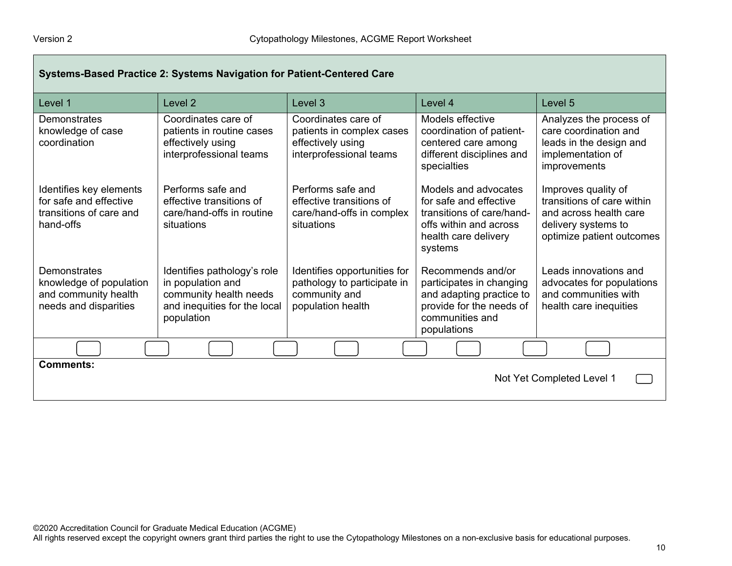| Systems-Based Practice 2: Systems Navigation for Patient-Centered Care | | | | |
|---|---|---|---|---|
| Level 1 | Level 2 | Level 3 | Level 4 | Level 5 |
| Demonstrates knowledge of case coordination | Coordinates care of patients in routine cases effectively using interprofessional teams | Coordinates care of patients in complex cases effectively using interprofessional teams | Models effective coordination of patient-centered care among different disciplines and specialties | Analyzes the process of care coordination and leads in the design and implementation of improvements |
| Identifies key elements for safe and effective transitions of care and hand-offs | Performs safe and effective transitions of care/hand-offs in routine situations | Performs safe and effective transitions of care/hand-offs in complex situations | Models and advocates for safe and effective transitions of care/hand-offs within and across health care delivery systems | Improves quality of transitions of care within and across health care delivery systems to optimize patient outcomes |
| Demonstrates knowledge of population and community health needs and disparities | Identifies pathology's role in population and community health needs and inequities for the local population | Identifies opportunities for pathology to participate in community and population health | Recommends and/or participates in changing and adapting practice to provide for the needs of communities and populations | Leads innovations and advocates for populations and communities with health care inequities |

**Comments:**

Not Yet Completed Level 1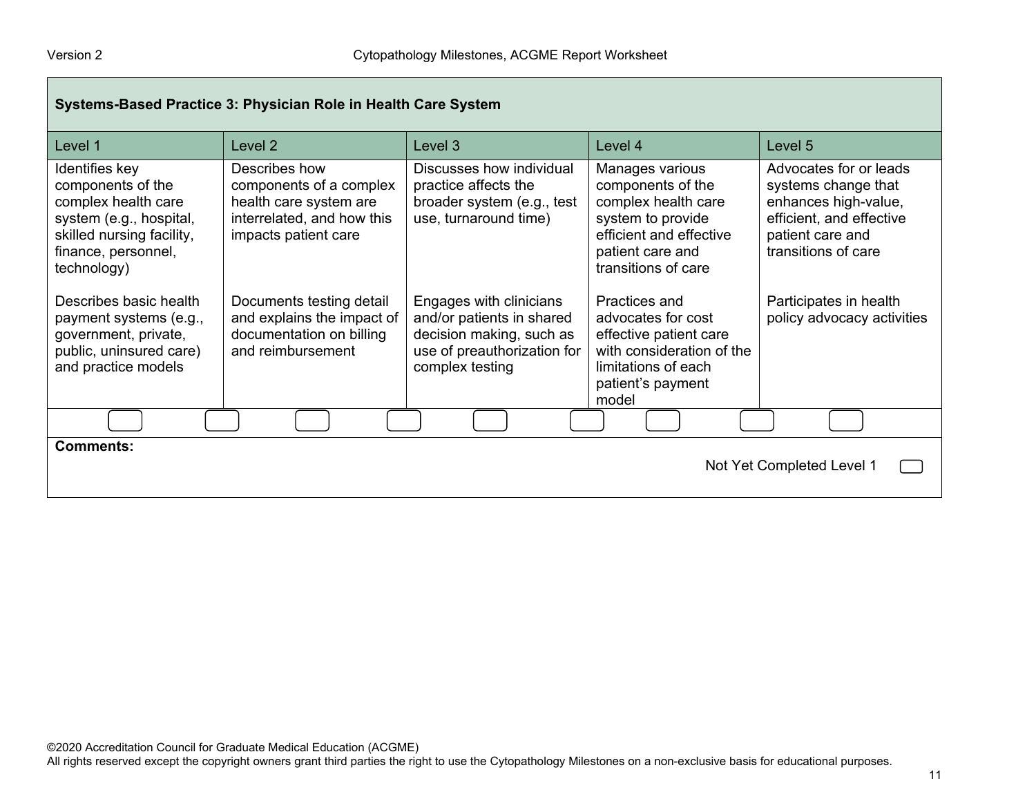| Systems-Based Practice 3: Physician Role in Health Care System | | | | |
|---|---|---|---|---|
| Level 1 | Level 2 | Level 3 | Level 4 | Level 5 |
| Identifies key components of the complex health care system (e.g., hospital, skilled nursing facility, finance, personnel, technology)<br><br>Describes basic health payment systems (e.g., government, private, public, uninsured care) and practice models | Describes how components of a complex health care system are interrelated, and how this impacts patient care<br><br>Documents testing detail and explains the impact of documentation on billing and reimbursement | Discusses how individual practice affects the broader system (e.g., test use, turnaround time)<br><br>Engages with clinicians and/or patients in shared decision making, such as use of preauthorization for complex testing | Manages various components of the complex health care system to provide efficient and effective patient care and transitions of care<br><br>Practices and advocates for cost effective patient care with consideration of the limitations of each patient's payment model | Advocates for or leads systems change that enhances high-value, efficient, and effective patient care and transitions of care<br><br>Participates in health policy advocacy activities |

**Comments:**

Not Yet Completed Level 1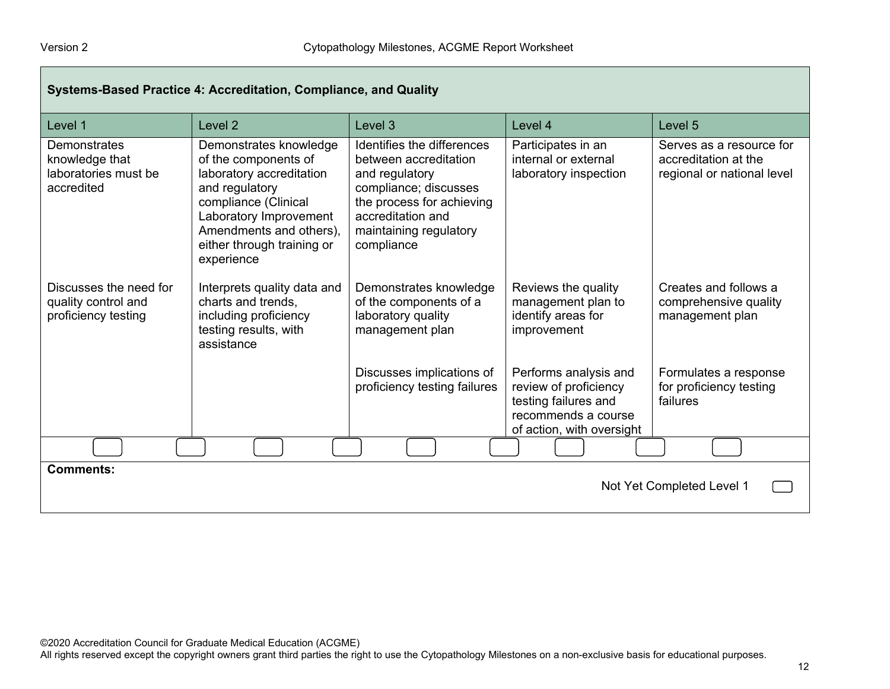| Systems-Based Practice 4: Accreditation, Compliance, and Quality | | | | |
|---|---|---|---|---|
| Level 1 | Level 2 | Level 3 | Level 4 | Level 5 |
| Demonstrates knowledge that laboratories must be accredited | Demonstrates knowledge of the components of laboratory accreditation and regulatory compliance (Clinical Laboratory Improvement Amendments and others), either through training or experience | Identifies the differences between accreditation and regulatory compliance; discusses the process for achieving accreditation and maintaining regulatory compliance | Participates in an internal or external laboratory inspection | Serves as a resource for accreditation at the regional or national level |
| Discusses the need for quality control and proficiency testing | Interprets quality data and charts and trends, including proficiency testing results, with assistance | Demonstrates knowledge of the components of a laboratory quality management plan | Reviews the quality management plan to identify areas for improvement | Creates and follows a comprehensive quality management plan |
| | | Discusses implications of proficiency testing failures | Performs analysis and review of proficiency testing failures and recommends a course of action, with oversight | Formulates a response for proficiency testing failures |

**Comments:**

Not Yet Completed Level 1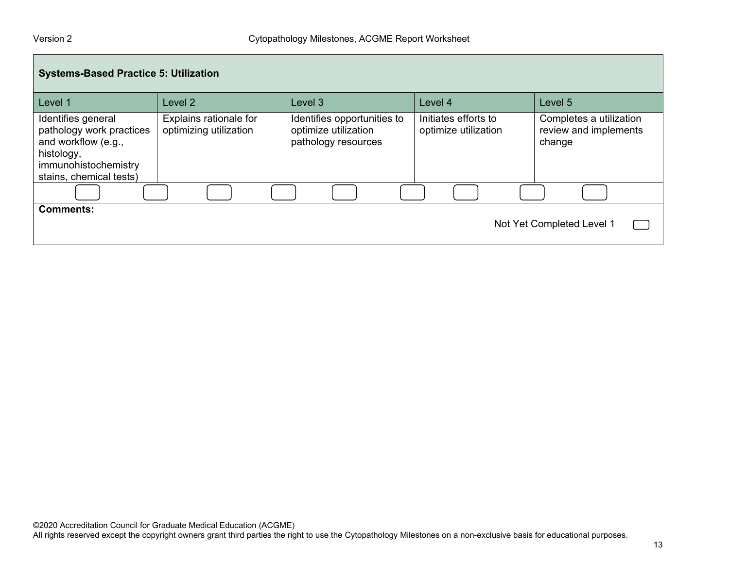**Systems-Based Practice 5: Utilization**

| Level 1 | Level 2 | Level 3 | Level 4 | Level 5 |
|---|---|---|---|---|
| Identifies general pathology work practices and workflow (e.g., histology, immunohistochemistry stains, chemical tests) | Explains rationale for optimizing utilization | Identifies opportunities to optimize utilization pathology resources | Initiates efforts to optimize utilization | Completes a utilization review and implements change |

**Comments:**

Not Yet Completed Level 1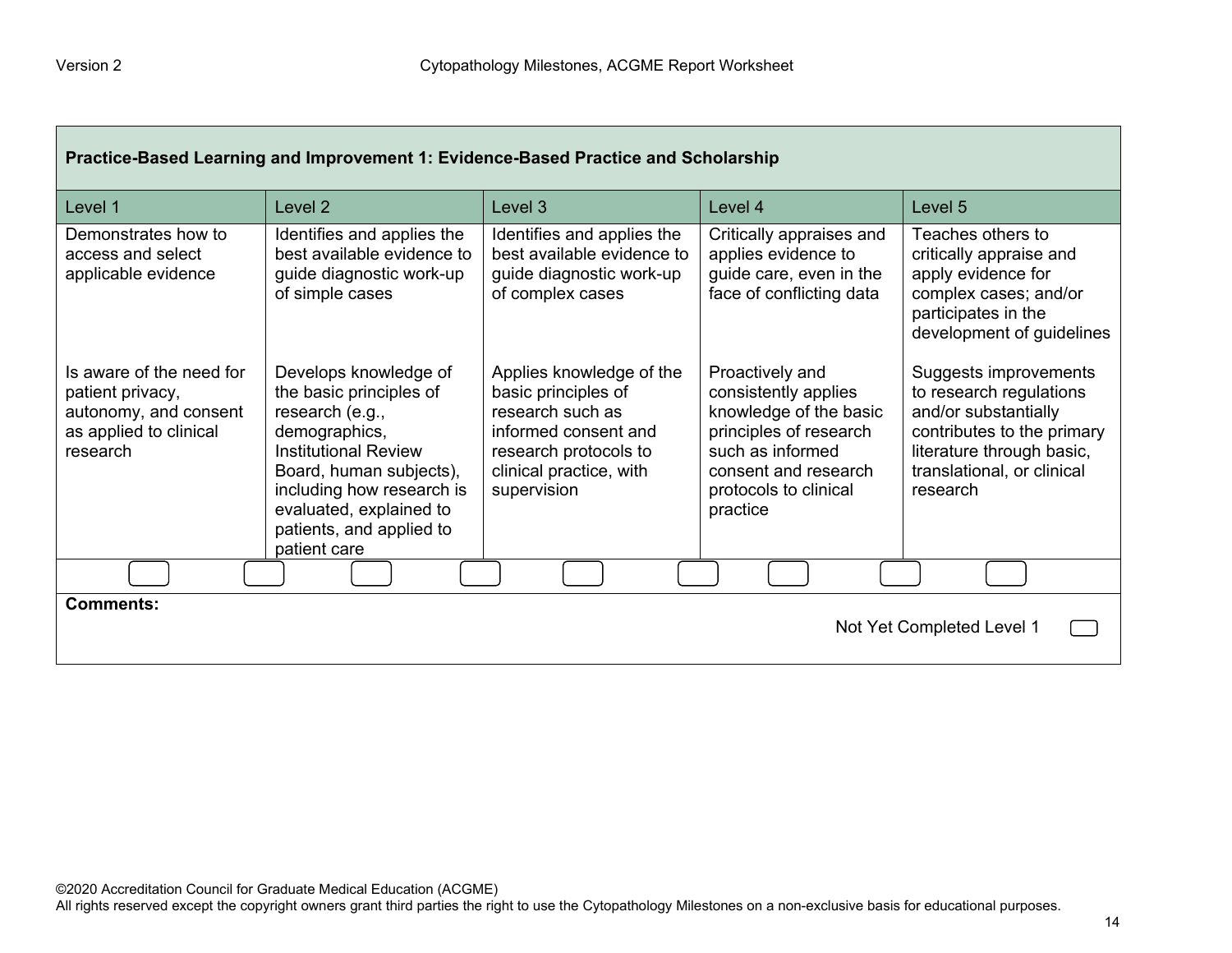| Practice-Based Learning and Improvement 1: Evidence-Based Practice and Scholarship | | | | |
|---|---|---|---|---|
| Level 1 | Level 2 | Level 3 | Level 4 | Level 5 |
| Demonstrates how to access and select applicable evidence | Identifies and applies the best available evidence to guide diagnostic work-up of simple cases | Identifies and applies the best available evidence to guide diagnostic work-up of complex cases | Critically appraises and applies evidence to guide care, even in the face of conflicting data | Teaches others to critically appraise and apply evidence for complex cases; and/or participates in the development of guidelines |
| Is aware of the need for patient privacy, autonomy, and consent as applied to clinical research | Develops knowledge of the basic principles of research (e.g., demographics, Institutional Review Board, human subjects), including how research is evaluated, explained to patients, and applied to patient care | Applies knowledge of the basic principles of research such as informed consent and research protocols to clinical practice, with supervision | Proactively and consistently applies knowledge of the basic principles of research such as informed consent and research protocols to clinical practice | Suggests improvements to research regulations and/or substantially contributes to the primary literature through basic, translational, or clinical research |

**Comments:**

Not Yet Completed Level 1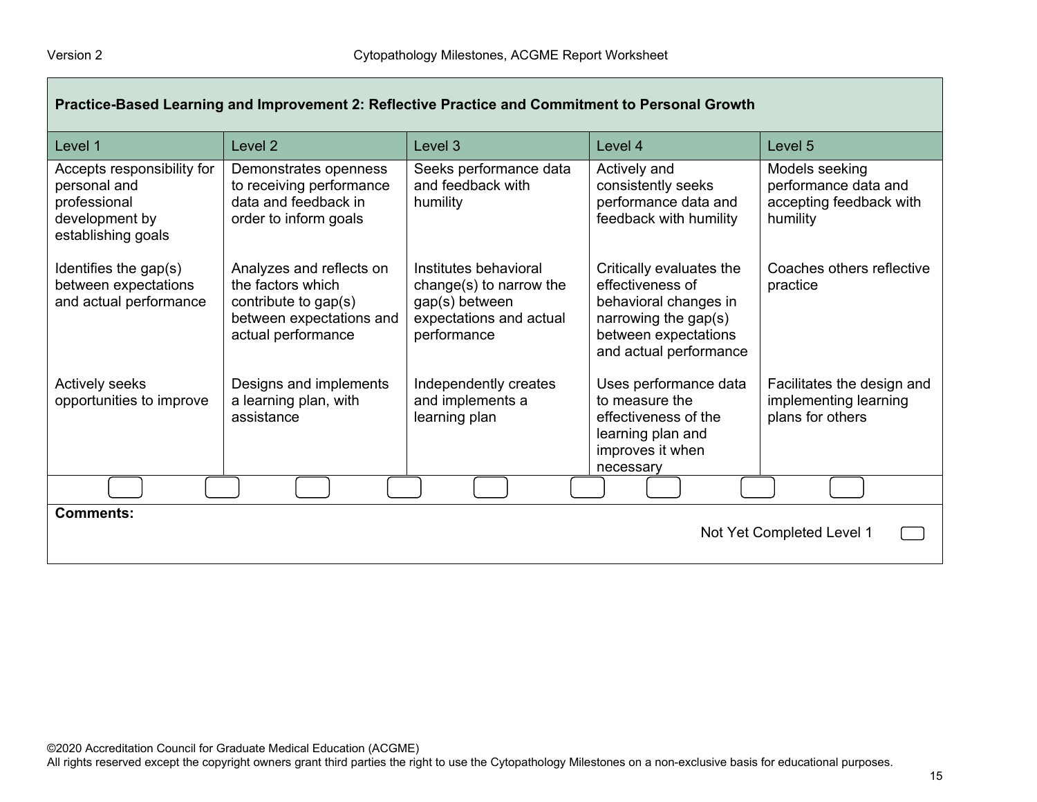| Practice-Based Learning and Improvement 2: Reflective Practice and Commitment to Personal Growth | | | | |
|---|---|---|---|---|
| Level 1 | Level 2 | Level 3 | Level 4 | Level 5 |
| Accepts responsibility for personal and professional development by establishing goals | Demonstrates openness to receiving performance data and feedback in order to inform goals | Seeks performance data and feedback with humility | Actively and consistently seeks performance data and feedback with humility | Models seeking performance data and accepting feedback with humility |
| Identifies the gap(s) between expectations and actual performance | Analyzes and reflects on the factors which contribute to gap(s) between expectations and actual performance | Institutes behavioral change(s) to narrow the gap(s) between expectations and actual performance | Critically evaluates the effectiveness of behavioral changes in narrowing the gap(s) between expectations and actual performance | Coaches others reflective practice |
| Actively seeks opportunities to improve | Designs and implements a learning plan, with assistance | Independently creates and implements a learning plan | Uses performance data to measure the effectiveness of the learning plan and improves it when necessary | Facilitates the design and implementing learning plans for others |

**Comments:**

Not Yet Completed Level 1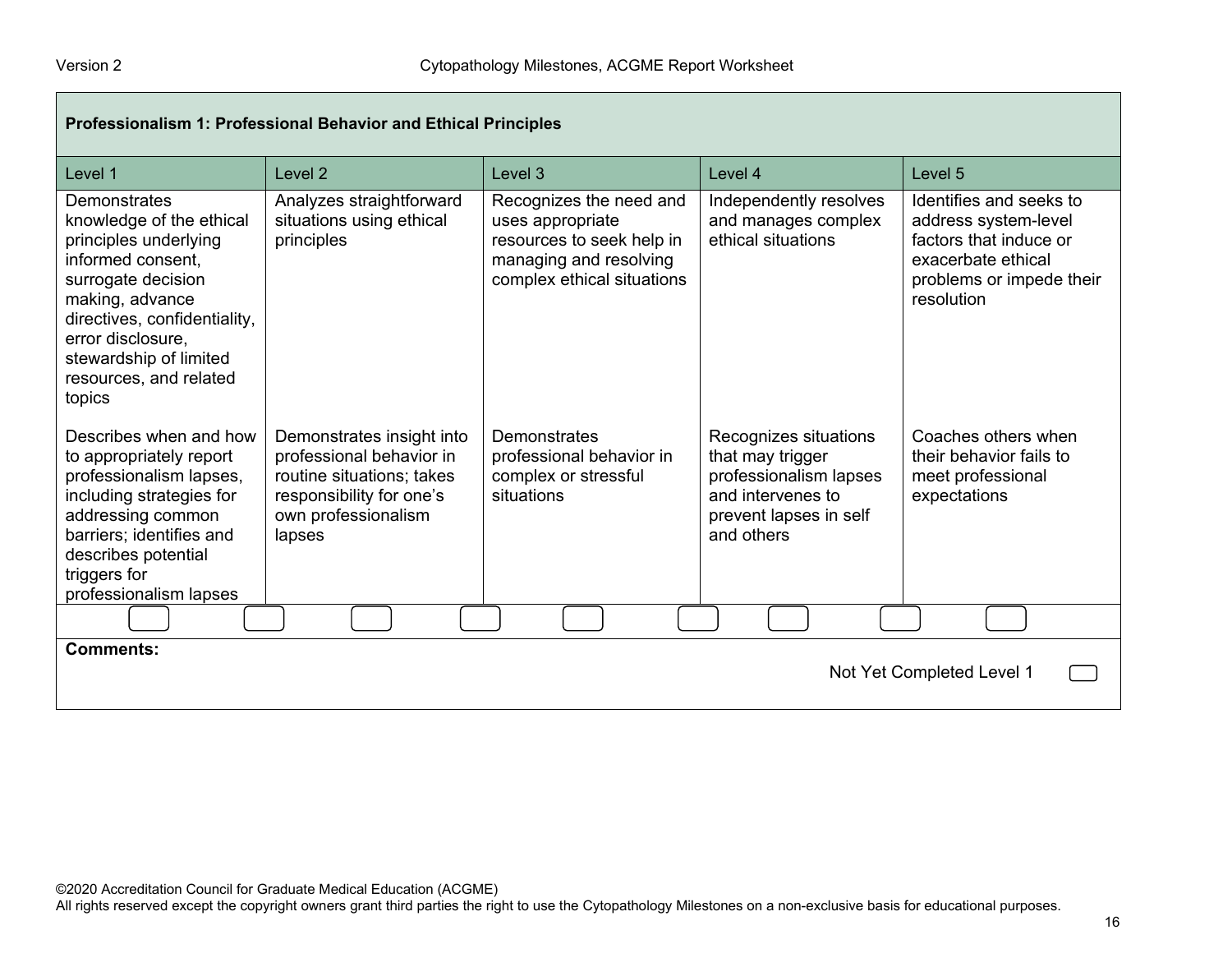| Professionalism 1: Professional Behavior and Ethical Principles | | | | |
|---|---|---|---|---|
| Level 1 | Level 2 | Level 3 | Level 4 | Level 5 |
| Demonstrates knowledge of the ethical principles underlying informed consent, surrogate decision making, advance directives, confidentiality, error disclosure, stewardship of limited resources, and related topics | Analyzes straightforward situations using ethical principles | Recognizes the need and uses appropriate resources to seek help in managing and resolving complex ethical situations | Independently resolves and manages complex ethical situations | Identifies and seeks to address system-level factors that induce or exacerbate ethical problems or impede their resolution |
| Describes when and how to appropriately report professionalism lapses, including strategies for addressing common barriers; identifies and describes potential triggers for professionalism lapses | Demonstrates insight into professional behavior in routine situations; takes responsibility for one's own professionalism lapses | Demonstrates professional behavior in complex or stressful situations | Recognizes situations that may trigger professionalism lapses and intervenes to prevent lapses in self and others | Coaches others when their behavior fails to meet professional expectations |

**Comments:**

Not Yet Completed Level 1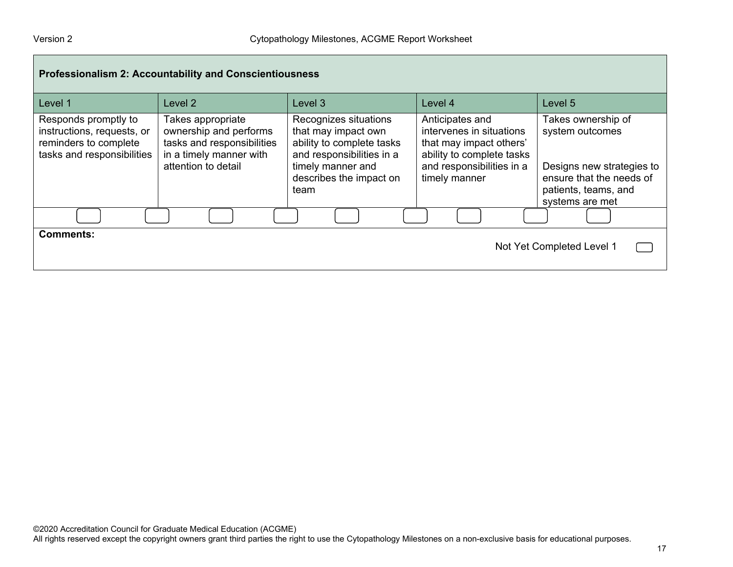| Professionalism 2: Accountability and Conscientiousness | | | | |
|---|---|---|---|---|
| Level 1 | Level 2 | Level 3 | Level 4 | Level 5 |
| Responds promptly to instructions, requests, or reminders to complete tasks and responsibilities | Takes appropriate ownership and performs tasks and responsibilities in a timely manner with attention to detail | Recognizes situations that may impact own ability to complete tasks and responsibilities in a timely manner and describes the impact on team | Anticipates and intervenes in situations that may impact others' ability to complete tasks and responsibilities in a timely manner | Takes ownership of system outcomes<br><br>Designs new strategies to ensure that the needs of patients, teams, and systems are met |

**Comments:**

Not Yet Completed Level 1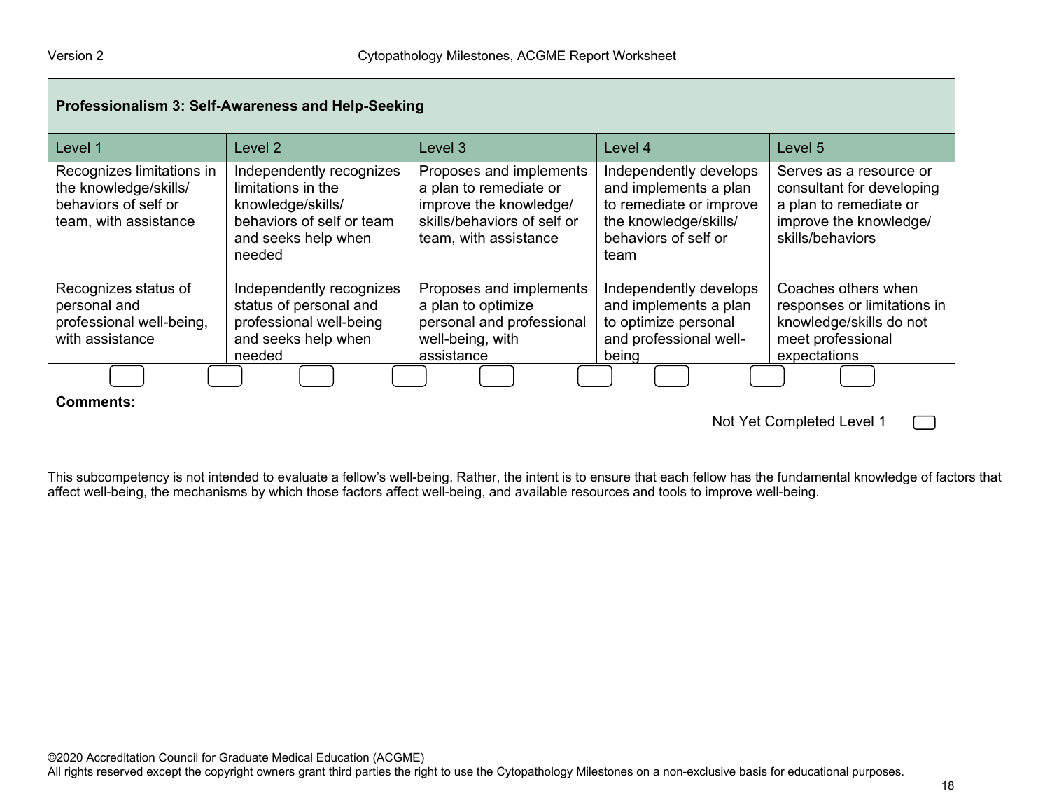| Professionalism 3: Self-Awareness and Help-Seeking | | | | |
|---|---|---|---|---|
| Level 1 | Level 2 | Level 3 | Level 4 | Level 5 |
| Recognizes limitations in the knowledge/skills/ behaviors of self or team, with assistance | Independently recognizes limitations in the knowledge/skills/ behaviors of self or team and seeks help when needed | Proposes and implements a plan to remediate or improve the knowledge/ skills/behaviors of self or team, with assistance | Independently develops and implements a plan to remediate or improve the knowledge/skills/ behaviors of self or team | Serves as a resource or consultant for developing a plan to remediate or improve the knowledge/ skills/behaviors |
| Recognizes status of personal and professional well-being, with assistance | Independently recognizes status of personal and professional well-being and seeks help when needed | Proposes and implements a plan to optimize personal and professional well-being, with assistance | Independently develops and implements a plan to optimize personal and professional well-being | Coaches others when responses or limitations in knowledge/skills do not meet professional expectations |

**Comments:**

Not Yet Completed Level 1

This subcompetency is not intended to evaluate a fellow's well-being. Rather, the intent is to ensure that each fellow has the fundamental knowledge of factors that affect well-being, the mechanisms by which those factors affect well-being, and available resources and tools to improve well-being.

©2020 Accreditation Council for Graduate Medical Education (ACGME)
All rights reserved except the copyright owners grant third parties the right to use the Cytopathology Milestones on a non-exclusive basis for educational purposes.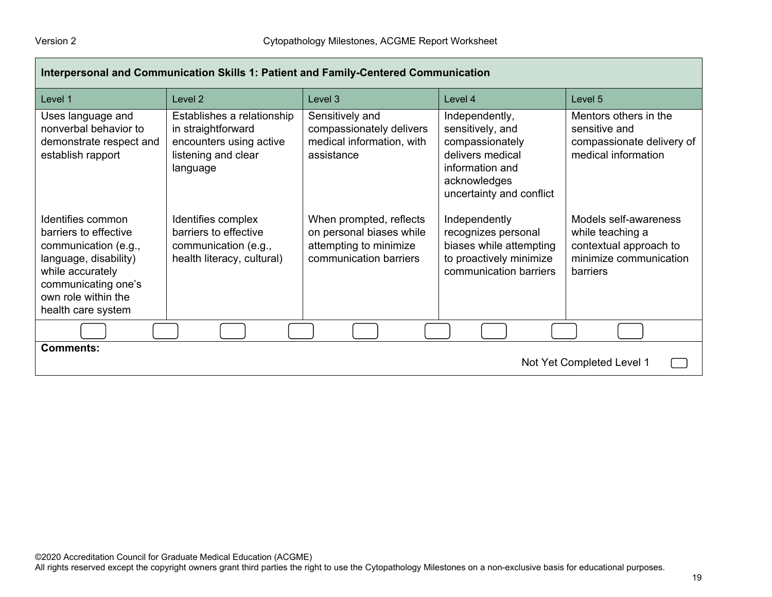| Interpersonal and Communication Skills 1: Patient and Family-Centered Communication | | | | |
|---|---|---|---|---|
| Level 1 | Level 2 | Level 3 | Level 4 | Level 5 |
| Uses language and nonverbal behavior to demonstrate respect and establish rapport | Establishes a relationship in straightforward encounters using active listening and clear language | Sensitively and compassionately delivers medical information, with assistance | Independently, sensitively, and compassionately delivers medical information and acknowledges uncertainty and conflict | Mentors others in the sensitive and compassionate delivery of medical information |
| Identifies common barriers to effective communication (e.g., language, disability) while accurately communicating one's own role within the health care system | Identifies complex barriers to effective communication (e.g., health literacy, cultural) | When prompted, reflects on personal biases while attempting to minimize communication barriers | Independently recognizes personal biases while attempting to proactively minimize communication barriers | Models self-awareness while teaching a contextual approach to minimize communication barriers |

**Comments:**

Not Yet Completed Level 1

©2020 Accreditation Council for Graduate Medical Education (ACGME)
All rights reserved except the copyright owners grant third parties the right to use the Cytopathology Milestones on a non-exclusive basis for educational purposes.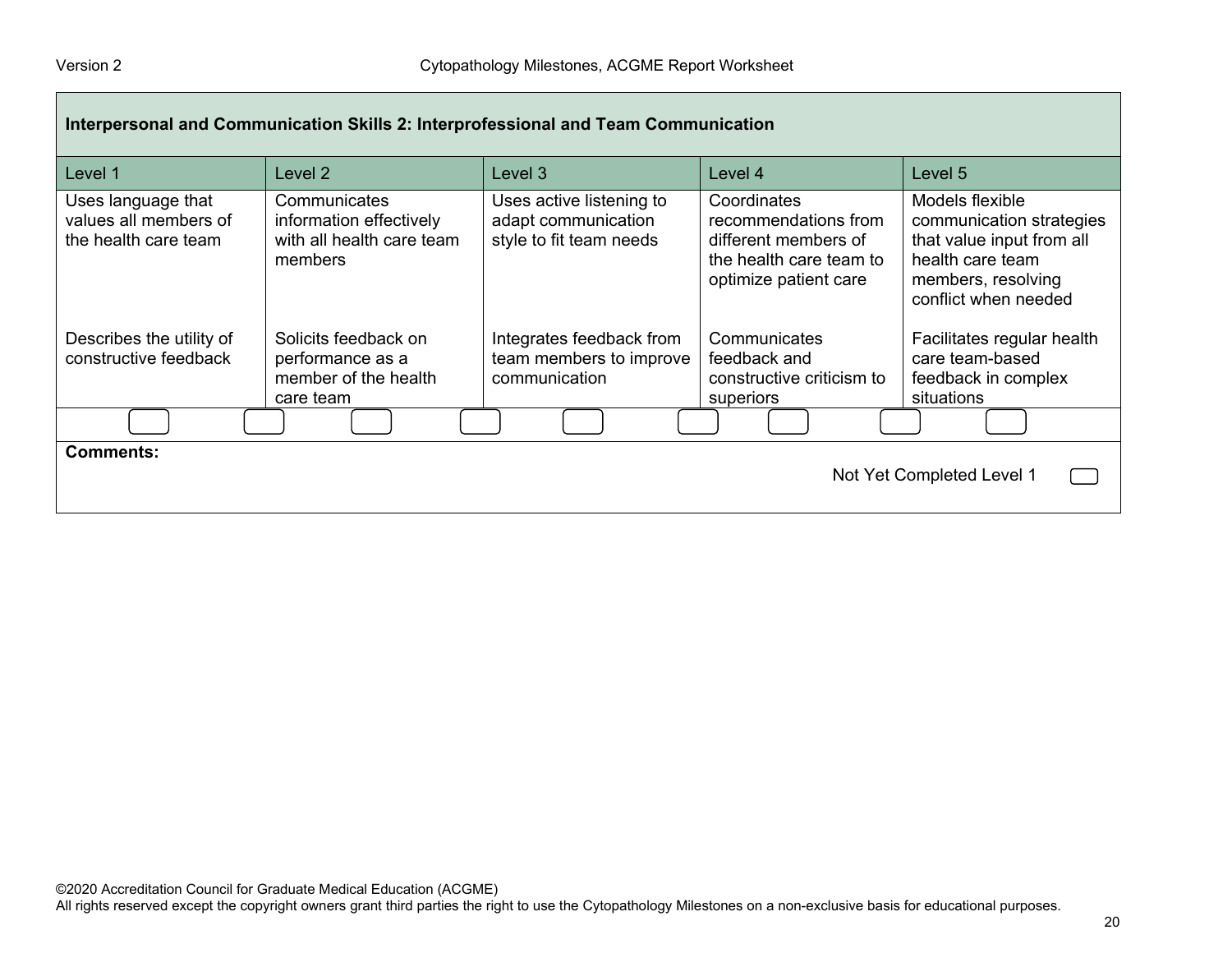| Interpersonal and Communication Skills 2: Interprofessional and Team Communication | | | | |
|---|---|---|---|---|
| Level 1 | Level 2 | Level 3 | Level 4 | Level 5 |
| Uses language that values all members of the health care team | Communicates information effectively with all health care team members | Uses active listening to adapt communication style to fit team needs | Coordinates recommendations from different members of the health care team to optimize patient care | Models flexible communication strategies that value input from all health care team members, resolving conflict when needed |
| Describes the utility of constructive feedback | Solicits feedback on performance as a member of the health care team | Integrates feedback from team members to improve communication | Communicates feedback and constructive criticism to superiors | Facilitates regular health care team-based feedback in complex situations |

**Comments:**

Not Yet Completed Level 1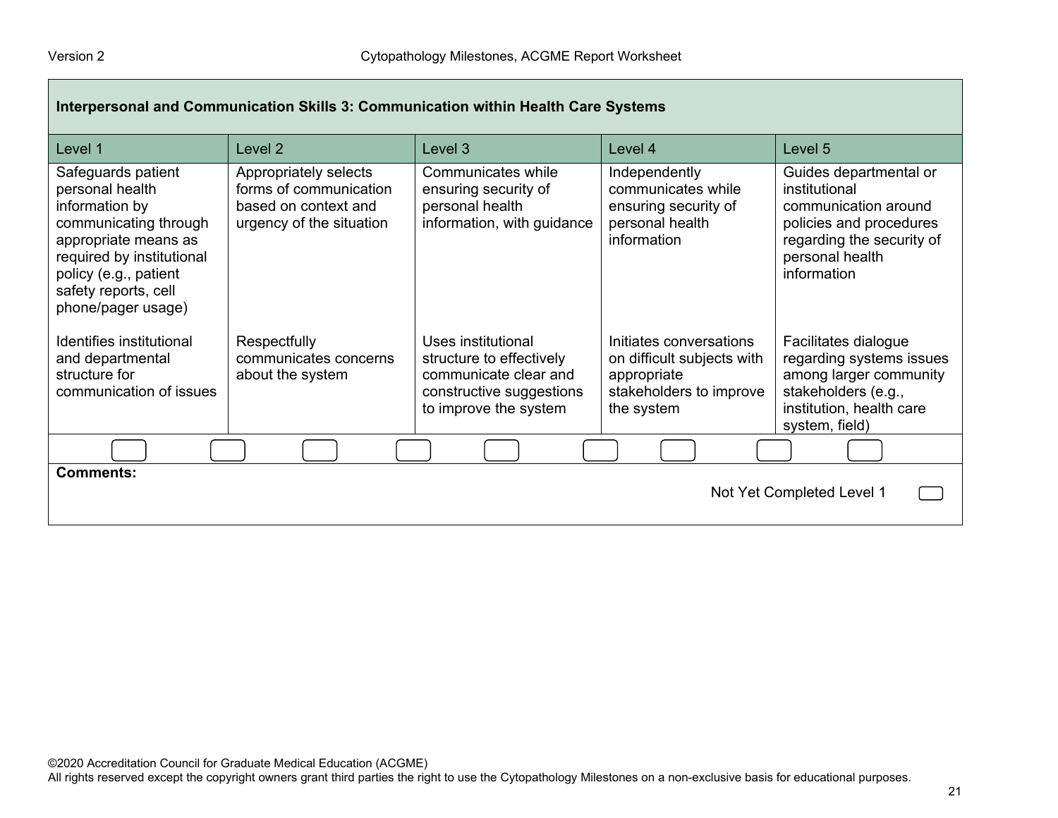**Interpersonal and Communication Skills 3: Communication within Health Care Systems**

| Level 1 | Level 2 | Level 3 | Level 4 | Level 5 |
|---|---|---|---|---|
| Safeguards patient personal health information by communicating through appropriate means as required by institutional policy (e.g., patient safety reports, cell phone/pager usage) | Appropriately selects forms of communication based on context and urgency of the situation | Communicates while ensuring security of personal health information, with guidance | Independently communicates while ensuring security of personal health information | Guides departmental or institutional communication around policies and procedures regarding the security of personal health information |
| Identifies institutional and departmental structure for communication of issues | Respectfully communicates concerns about the system | Uses institutional structure to effectively communicate clear and constructive suggestions to improve the system | Initiates conversations on difficult subjects with appropriate stakeholders to improve the system | Facilitates dialogue regarding systems issues among larger community stakeholders (e.g., institution, health care system, field) |

**Comments:**

Not Yet Completed Level 1